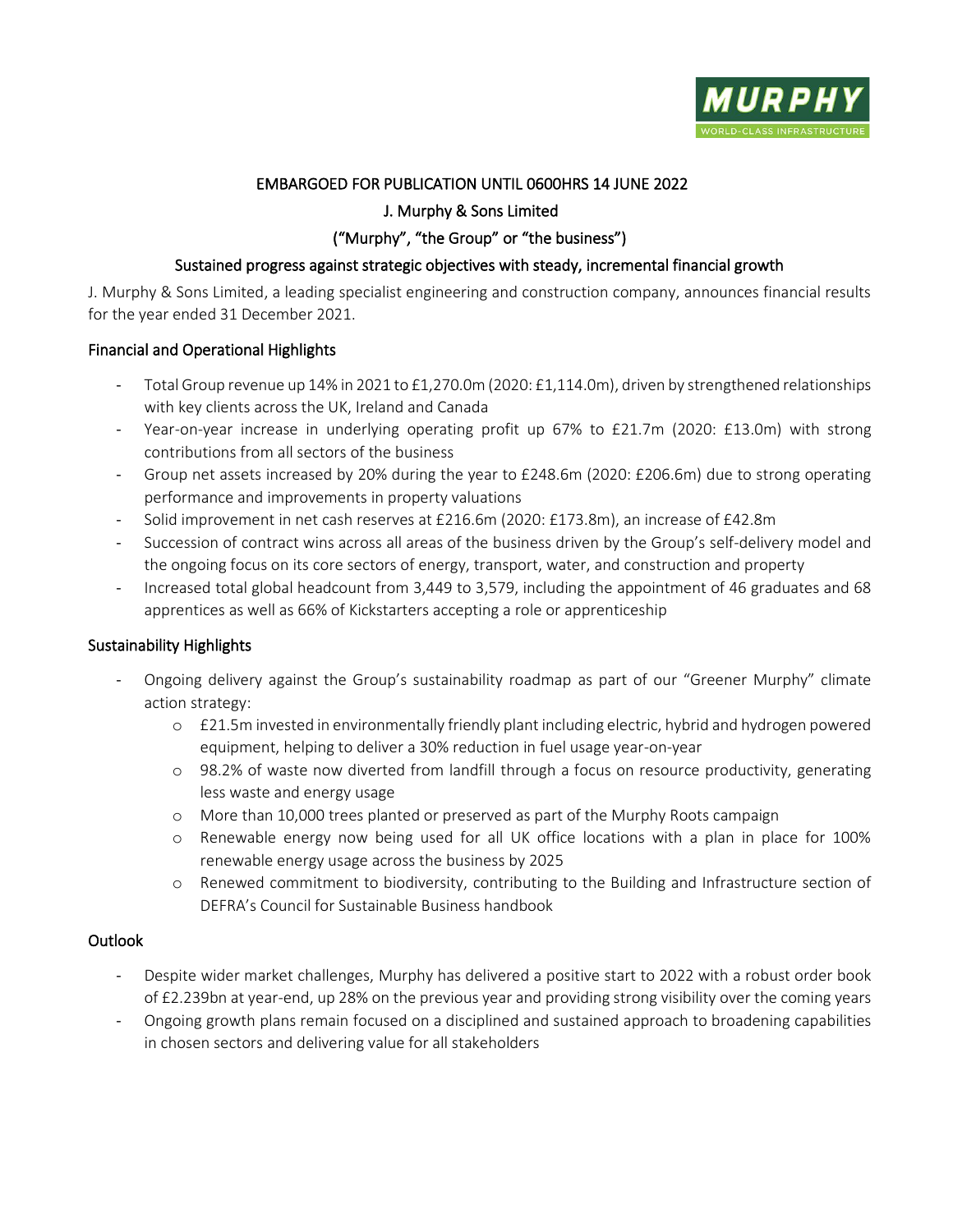EMBARGOED FOR PUBLICATION UNTIL 0600HRS 14 JUNE 2022

J. Murphy & Sons Limited

("Murphy", "the Group" or "the business")

# Sustained progress against strategic objectives with steady, incremental financial growth

J. Murphy & Sons Limited, a leading specialist engineering and construction company, announces financial results for the year ended 31 December 2021.

## Financial and Operational Highlights

- Total Group revenue up 14% in 2021 to £1,270.0m (2020: £1,114.0m), driven by strengthened relationships with key clients across the UK, Ireland and Canada
- Year-on-year increase in underlying operating profit up 67% to £21.7m (2020: £13.0m) with strong contributions from all sectors of the business
- Group net assets increased by 20% during the year to £248.6m (2020: £206.6m) due to strong operating performance and improvements in property valuations
- Solid improvement in net cash reserves at £216.6m (2020: £173.8m), an increase of £42.8m
- Succession of contract wins across all areas of the business driven by the Group's self-delivery model and the ongoing focus on its core sectors of energy, transport, water, and construction and property
- Increased total global headcount from 3,449 to 3,579, including the appointment of 46 graduates and 68 apprentices as well as 66% of Kickstarters accepting a role or apprenticeship

## Sustainability Highlights

- Ongoing delivery against the Group's sustainability roadmap as part of our "Greener Murphy" climate action strategy:
  - £21.5m invested in environmentally friendly plant including electric, hybrid and hydrogen powered equipment, helping to deliver a 30% reduction in fuel usage year-on-year
  - 98.2% of waste now diverted from landfill through a focus on resource productivity, generating less waste and energy usage
  - More than 10,000 trees planted or preserved as part of the Murphy Roots campaign
  - Renewable energy now being used for all UK office locations with a plan in place for 100% renewable energy usage across the business by 2025
  - Renewed commitment to biodiversity, contributing to the Building and Infrastructure section of DEFRA's Council for Sustainable Business handbook

## Outlook

- Despite wider market challenges, Murphy has delivered a positive start to 2022 with a robust order book of £2.239bn at year-end, up 28% on the previous year and providing strong visibility over the coming years
- Ongoing growth plans remain focused on a disciplined and sustained approach to broadening capabilities in chosen sectors and delivering value for all stakeholders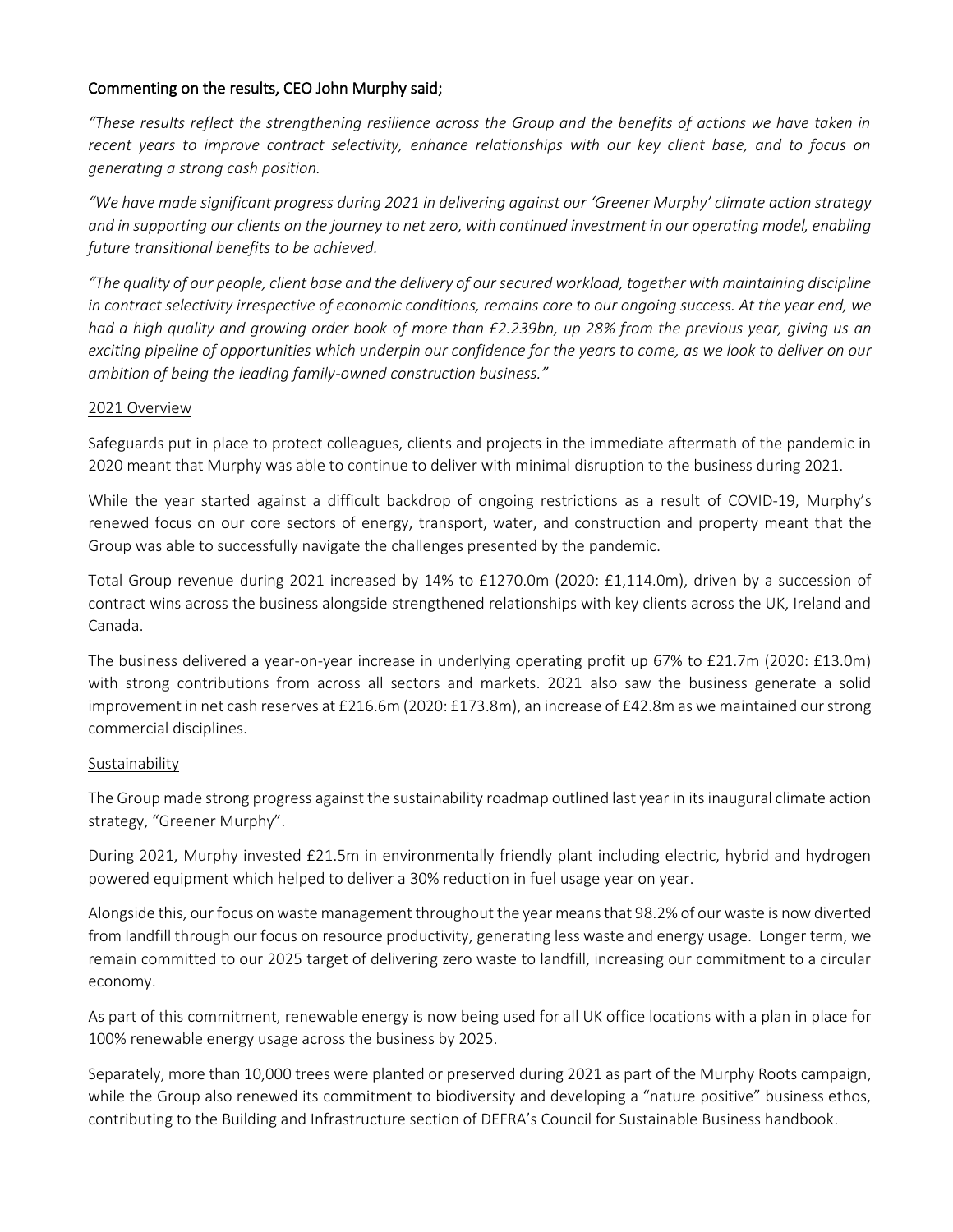Commenting on the results, CEO John Murphy said;

*"These results reflect the strengthening resilience across the Group and the benefits of actions we have taken in recent years to improve contract selectivity, enhance relationships with our key client base, and to focus on generating a strong cash position.*

*"We have made significant progress during 2021 in delivering against our 'Greener Murphy' climate action strategy and in supporting our clients on the journey to net zero, with continued investment in our operating model, enabling future transitional benefits to be achieved.*

*"The quality of our people, client base and the delivery of our secured workload, together with maintaining discipline in contract selectivity irrespective of economic conditions, remains core to our ongoing success. At the year end, we had a high quality and growing order book of more than £2.239bn, up 28% from the previous year, giving us an exciting pipeline of opportunities which underpin our confidence for the years to come, as we look to deliver on our ambition of being the leading family-owned construction business."*

## 2021 Overview

Safeguards put in place to protect colleagues, clients and projects in the immediate aftermath of the pandemic in 2020 meant that Murphy was able to continue to deliver with minimal disruption to the business during 2021.

While the year started against a difficult backdrop of ongoing restrictions as a result of COVID-19, Murphy's renewed focus on our core sectors of energy, transport, water, and construction and property meant that the Group was able to successfully navigate the challenges presented by the pandemic.

Total Group revenue during 2021 increased by 14% to £1270.0m (2020: £1,114.0m), driven by a succession of contract wins across the business alongside strengthened relationships with key clients across the UK, Ireland and Canada.

The business delivered a year-on-year increase in underlying operating profit up 67% to £21.7m (2020: £13.0m) with strong contributions from across all sectors and markets. 2021 also saw the business generate a solid improvement in net cash reserves at £216.6m (2020: £173.8m), an increase of £42.8m as we maintained our strong commercial disciplines.

## Sustainability

The Group made strong progress against the sustainability roadmap outlined last year in its inaugural climate action strategy, "Greener Murphy".

During 2021, Murphy invested £21.5m in environmentally friendly plant including electric, hybrid and hydrogen powered equipment which helped to deliver a 30% reduction in fuel usage year on year.

Alongside this, our focus on waste management throughout the year means that 98.2% of our waste is now diverted from landfill through our focus on resource productivity, generating less waste and energy usage. Longer term, we remain committed to our 2025 target of delivering zero waste to landfill, increasing our commitment to a circular economy.

As part of this commitment, renewable energy is now being used for all UK office locations with a plan in place for 100% renewable energy usage across the business by 2025.

Separately, more than 10,000 trees were planted or preserved during 2021 as part of the Murphy Roots campaign, while the Group also renewed its commitment to biodiversity and developing a "nature positive" business ethos, contributing to the Building and Infrastructure section of DEFRA's Council for Sustainable Business handbook.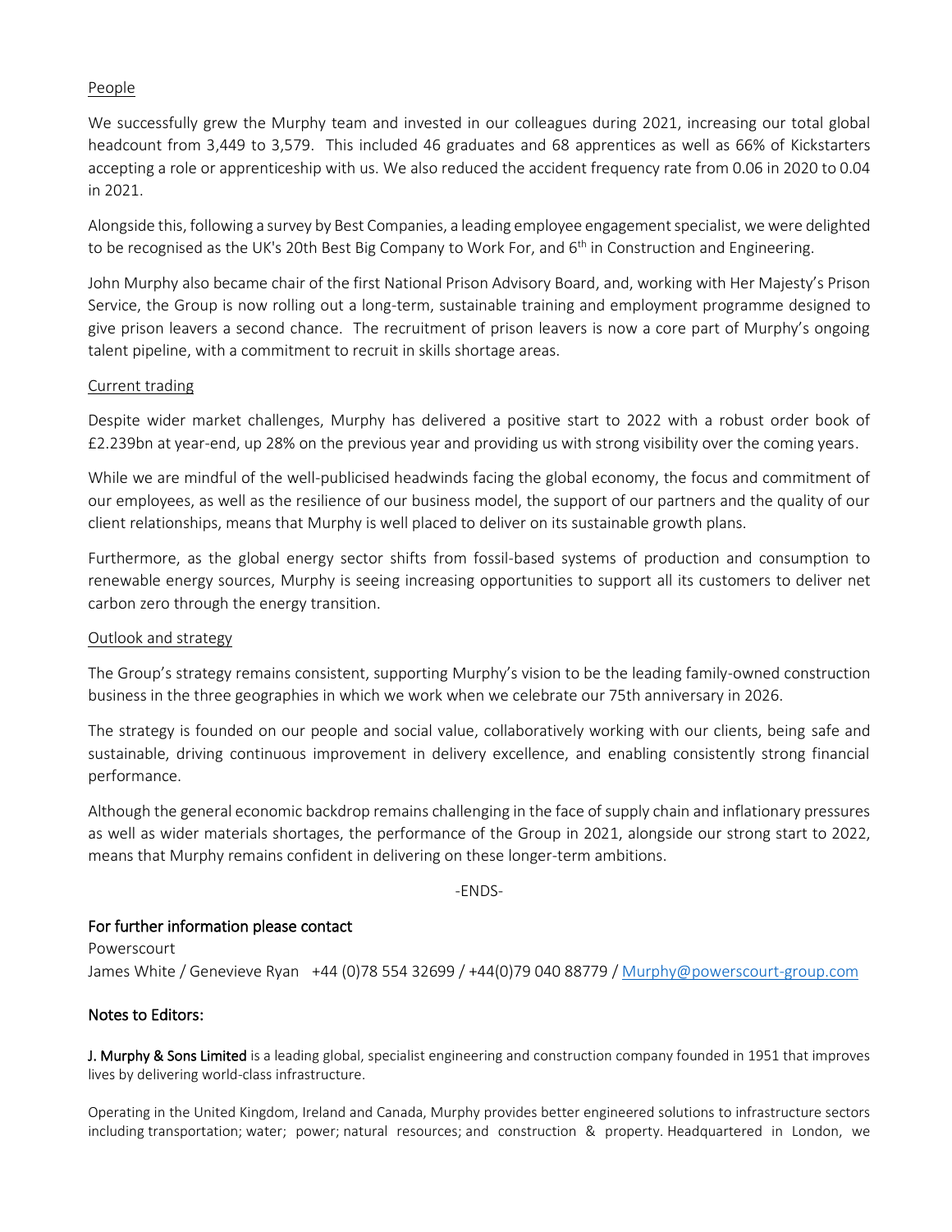People

We successfully grew the Murphy team and invested in our colleagues during 2021, increasing our total global headcount from 3,449 to 3,579. This included 46 graduates and 68 apprentices as well as 66% of Kickstarters accepting a role or apprenticeship with us. We also reduced the accident frequency rate from 0.06 in 2020 to 0.04 in 2021.

Alongside this, following a survey by Best Companies, a leading employee engagement specialist, we were delighted to be recognised as the UK's 20th Best Big Company to Work For, and 6th in Construction and Engineering.

John Murphy also became chair of the first National Prison Advisory Board, and, working with Her Majesty's Prison Service, the Group is now rolling out a long-term, sustainable training and employment programme designed to give prison leavers a second chance. The recruitment of prison leavers is now a core part of Murphy's ongoing talent pipeline, with a commitment to recruit in skills shortage areas.

Current trading

Despite wider market challenges, Murphy has delivered a positive start to 2022 with a robust order book of £2.239bn at year-end, up 28% on the previous year and providing us with strong visibility over the coming years.

While we are mindful of the well-publicised headwinds facing the global economy, the focus and commitment of our employees, as well as the resilience of our business model, the support of our partners and the quality of our client relationships, means that Murphy is well placed to deliver on its sustainable growth plans.

Furthermore, as the global energy sector shifts from fossil-based systems of production and consumption to renewable energy sources, Murphy is seeing increasing opportunities to support all its customers to deliver net carbon zero through the energy transition.

Outlook and strategy

The Group's strategy remains consistent, supporting Murphy's vision to be the leading family-owned construction business in the three geographies in which we work when we celebrate our 75th anniversary in 2026.

The strategy is founded on our people and social value, collaboratively working with our clients, being safe and sustainable, driving continuous improvement in delivery excellence, and enabling consistently strong financial performance.

Although the general economic backdrop remains challenging in the face of supply chain and inflationary pressures as well as wider materials shortages, the performance of the Group in 2021, alongside our strong start to 2022, means that Murphy remains confident in delivering on these longer-term ambitions.

-ENDS-

## For further information please contact

Powerscourt
James White / Genevieve Ryan +44 (0)78 554 32699 / +44(0)79 040 88779 / Murphy@powerscourt-group.com

## Notes to Editors:

**J. Murphy & Sons Limited** is a leading global, specialist engineering and construction company founded in 1951 that improves lives by delivering world-class infrastructure.

Operating in the United Kingdom, Ireland and Canada, Murphy provides better engineered solutions to infrastructure sectors including transportation; water; power; natural resources; and construction & property. Headquartered in London, we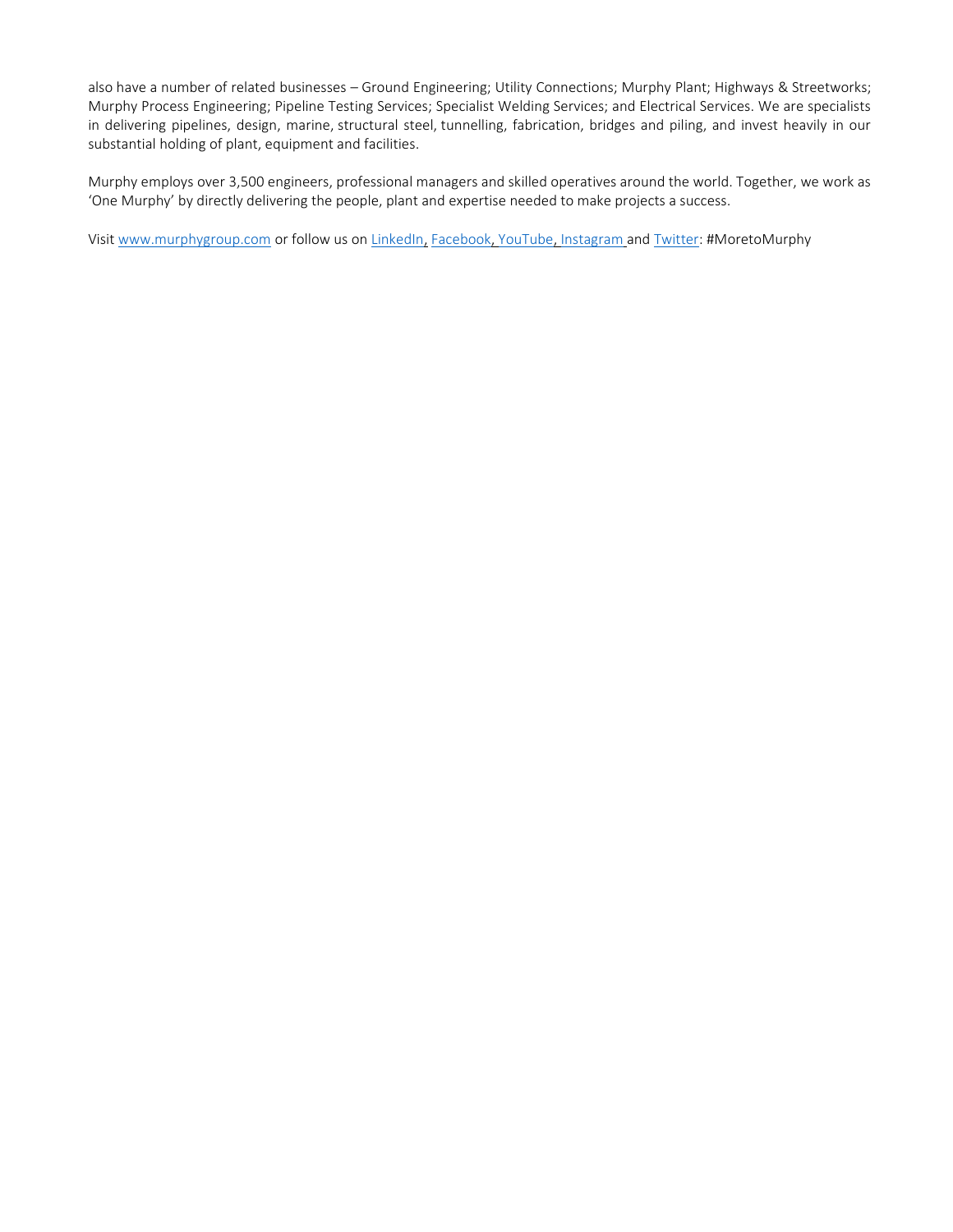also have a number of related businesses – Ground Engineering; Utility Connections; Murphy Plant; Highways & Streetworks; Murphy Process Engineering; Pipeline Testing Services; Specialist Welding Services; and Electrical Services. We are specialists in delivering pipelines, design, marine, structural steel, tunnelling, fabrication, bridges and piling, and invest heavily in our substantial holding of plant, equipment and facilities.

Murphy employs over 3,500 engineers, professional managers and skilled operatives around the world. Together, we work as 'One Murphy' by directly delivering the people, plant and expertise needed to make projects a success.

Visit [www.murphygroup.com](http://www.murphygroup.com) or follow us on LinkedIn, Facebook, YouTube, Instagram and Twitter: #MoretoMurphy